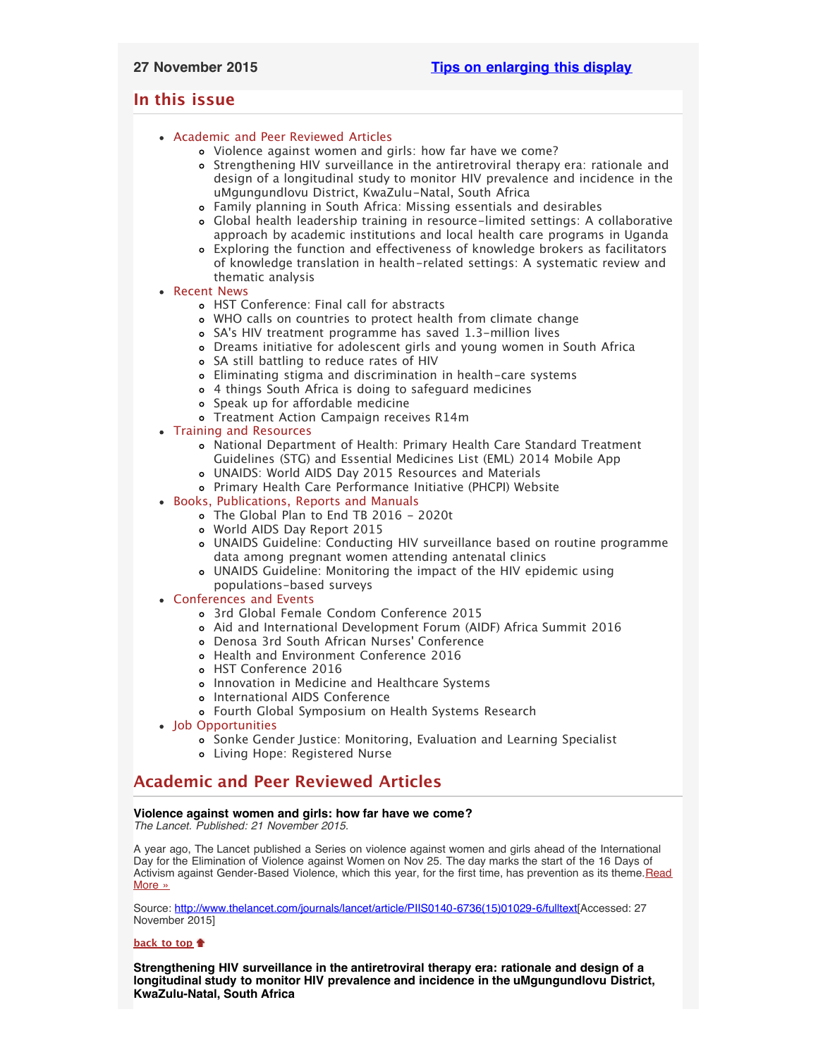27 November 2015 [Tips on enlarging this display]

## In this issue

- Academic and Peer Reviewed Articles
  - Violence against women and girls: how far have we come?
  - Strengthening HIV surveillance in the antiretroviral therapy era: rationale and design of a longitudinal study to monitor HIV prevalence and incidence in the uMgungundlovu District, KwaZulu-Natal, South Africa
  - Family planning in South Africa: Missing essentials and desirables
  - Global health leadership training in resource-limited settings: A collaborative approach by academic institutions and local health care programs in Uganda
  - Exploring the function and effectiveness of knowledge brokers as facilitators of knowledge translation in health-related settings: A systematic review and thematic analysis
- Recent News
  - HST Conference: Final call for abstracts
  - WHO calls on countries to protect health from climate change
  - SA's HIV treatment programme has saved 1.3-million lives
  - Dreams initiative for adolescent girls and young women in South Africa
  - SA still battling to reduce rates of HIV
  - Eliminating stigma and discrimination in health-care systems
  - 4 things South Africa is doing to safeguard medicines
  - Speak up for affordable medicine
  - Treatment Action Campaign receives R14m
- Training and Resources
  - National Department of Health: Primary Health Care Standard Treatment Guidelines (STG) and Essential Medicines List (EML) 2014 Mobile App
  - UNAIDS: World AIDS Day 2015 Resources and Materials
  - Primary Health Care Performance Initiative (PHCPI) Website
- Books, Publications, Reports and Manuals
  - The Global Plan to End TB 2016 - 2020t
  - World AIDS Day Report 2015
  - UNAIDS Guideline: Conducting HIV surveillance based on routine programme data among pregnant women attending antenatal clinics
  - UNAIDS Guideline: Monitoring the impact of the HIV epidemic using populations-based surveys
- Conferences and Events
  - 3rd Global Female Condom Conference 2015
  - Aid and International Development Forum (AIDF) Africa Summit 2016
  - Denosa 3rd South African Nurses' Conference
  - Health and Environment Conference 2016
  - HST Conference 2016
  - Innovation in Medicine and Healthcare Systems
  - International AIDS Conference
  - Fourth Global Symposium on Health Systems Research
- Job Opportunities
  - Sonke Gender Justice: Monitoring, Evaluation and Learning Specialist
  - Living Hope: Registered Nurse

## Academic and Peer Reviewed Articles

**Violence against women and girls: how far have we come?**
*The Lancet. Published: 21 November 2015.*

A year ago, The Lancet published a Series on violence against women and girls ahead of the International Day for the Elimination of Violence against Women on Nov 25. The day marks the start of the 16 Days of Activism against Gender-Based Violence, which this year, for the first time, has prevention as its theme. Read More »

Source: http://www.thelancet.com/journals/lancet/article/PIIS0140-6736(15)01029-6/fulltext[Accessed: 27 November 2015]

back to top

**Strengthening HIV surveillance in the antiretroviral therapy era: rationale and design of a longitudinal study to monitor HIV prevalence and incidence in the uMgungundlovu District, KwaZulu-Natal, South Africa**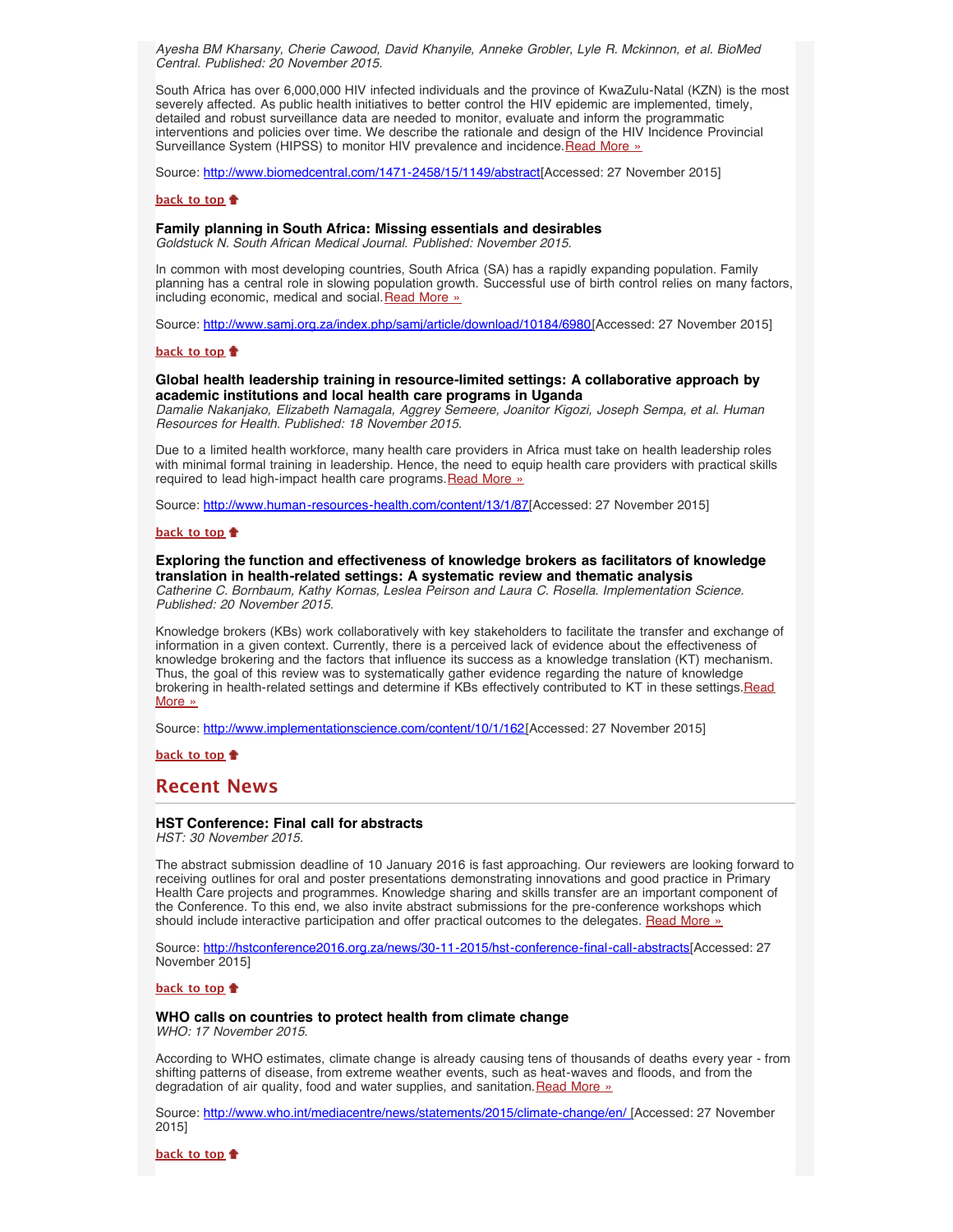*Ayesha BM Kharsany, Cherie Cawood, David Khanyile, Anneke Grobler, Lyle R. Mckinnon, et al. BioMed Central. Published: 20 November 2015.*

South Africa has over 6,000,000 HIV infected individuals and the province of KwaZulu-Natal (KZN) is the most severely affected. As public health initiatives to better control the HIV epidemic are implemented, timely, detailed and robust surveillance data are needed to monitor, evaluate and inform the programmatic interventions and policies over time. We describe the rationale and design of the HIV Incidence Provincial Surveillance System (HIPSS) to monitor HIV prevalence and incidence. Read More »

Source: http://www.biomedcentral.com/1471-2458/15/1149/abstract [Accessed: 27 November 2015]

**back to top**

### Family planning in South Africa: Missing essentials and desirables

*Goldstuck N. South African Medical Journal. Published: November 2015.*

In common with most developing countries, South Africa (SA) has a rapidly expanding population. Family planning has a central role in slowing population growth. Successful use of birth control relies on many factors, including economic, medical and social. Read More »

Source: http://www.samj.org.za/index.php/samj/article/download/10184/6980 [Accessed: 27 November 2015]

**back to top**

### Global health leadership training in resource-limited settings: A collaborative approach by academic institutions and local health care programs in Uganda

*Damalie Nakanjako, Elizabeth Namagala, Aggrey Semeere, Joanitor Kigozi, Joseph Sempa, et al. Human Resources for Health. Published: 18 November 2015.*

Due to a limited health workforce, many health care providers in Africa must take on health leadership roles with minimal formal training in leadership. Hence, the need to equip health care providers with practical skills required to lead high-impact health care programs. Read More »

Source: http://www.human-resources-health.com/content/13/1/87 [Accessed: 27 November 2015]

**back to top**

### Exploring the function and effectiveness of knowledge brokers as facilitators of knowledge translation in health-related settings: A systematic review and thematic analysis

*Catherine C. Bornbaum, Kathy Kornas, Leslea Peirson and Laura C. Rosella. Implementation Science. Published: 20 November 2015.*

Knowledge brokers (KBs) work collaboratively with key stakeholders to facilitate the transfer and exchange of information in a given context. Currently, there is a perceived lack of evidence about the effectiveness of knowledge brokering and the factors that influence its success as a knowledge translation (KT) mechanism. Thus, the goal of this review was to systematically gather evidence regarding the nature of knowledge brokering in health-related settings and determine if KBs effectively contributed to KT in these settings. Read More »

Source: http://www.implementationscience.com/content/10/1/162 [Accessed: 27 November 2015]

**back to top**

## Recent News

### HST Conference: Final call for abstracts

*HST: 30 November 2015.*

The abstract submission deadline of 10 January 2016 is fast approaching. Our reviewers are looking forward to receiving outlines for oral and poster presentations demonstrating innovations and good practice in Primary Health Care projects and programmes. Knowledge sharing and skills transfer are an important component of the Conference. To this end, we also invite abstract submissions for the pre-conference workshops which should include interactive participation and offer practical outcomes to the delegates. Read More »

Source: http://hstconference2016.org.za/news/30-11-2015/hst-conference-final-call-abstracts [Accessed: 27 November 2015]

**back to top**

### WHO calls on countries to protect health from climate change

*WHO: 17 November 2015.*

According to WHO estimates, climate change is already causing tens of thousands of deaths every year - from shifting patterns of disease, from extreme weather events, such as heat-waves and floods, and from the degradation of air quality, food and water supplies, and sanitation. Read More »

Source: http://www.who.int/mediacentre/news/statements/2015/climate-change/en/ [Accessed: 27 November 2015]

**back to top**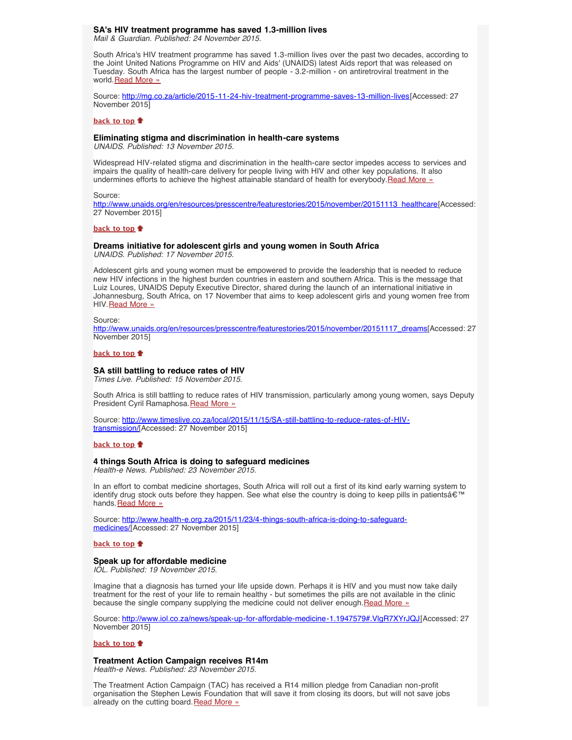### SA's HIV treatment programme has saved 1.3-million lives

*Mail & Guardian. Published: 24 November 2015.*

South Africa's HIV treatment programme has saved 1.3-million lives over the past two decades, according to the Joint United Nations Programme on HIV and Aids' (UNAIDS) latest Aids report that was released on Tuesday. South Africa has the largest number of people - 3.2-million - on antiretroviral treatment in the world. Read More »

Source: http://mg.co.za/article/2015-11-24-hiv-treatment-programme-saves-13-million-lives[Accessed: 27 November 2015]

**back to top**

### Eliminating stigma and discrimination in health-care systems

*UNAIDS. Published: 13 November 2015.*

Widespread HIV-related stigma and discrimination in the health-care sector impedes access to services and impairs the quality of health-care delivery for people living with HIV and other key populations. It also undermines efforts to achieve the highest attainable standard of health for everybody. Read More »

Source: http://www.unaids.org/en/resources/presscentre/featurestories/2015/november/20151113_healthcare[Accessed: 27 November 2015]

**back to top**

### Dreams initiative for adolescent girls and young women in South Africa

*UNAIDS. Published: 17 November 2015.*

Adolescent girls and young women must be empowered to provide the leadership that is needed to reduce new HIV infections in the highest burden countries in eastern and southern Africa. This is the message that Luiz Loures, UNAIDS Deputy Executive Director, shared during the launch of an international initiative in Johannesburg, South Africa, on 17 November that aims to keep adolescent girls and young women free from HIV. Read More »

Source: http://www.unaids.org/en/resources/presscentre/featurestories/2015/november/20151117_dreams[Accessed: 27 November 2015]

**back to top**

### SA still battling to reduce rates of HIV

*Times Live. Published: 15 November 2015.*

South Africa is still battling to reduce rates of HIV transmission, particularly among young women, says Deputy President Cyril Ramaphosa. Read More »

Source: http://www.timeslive.co.za/local/2015/11/15/SA-still-battling-to-reduce-rates-of-HIV-transmission/[Accessed: 27 November 2015]

**back to top**

### 4 things South Africa is doing to safeguard medicines

*Health-e News. Published: 23 November 2015.*

In an effort to combat medicine shortages, South Africa will roll out a first of its kind early warning system to identify drug stock outs before they happen. See what else the country is doing to keep pills in patientsâ€™ hands. Read More »

Source: http://www.health-e.org.za/2015/11/23/4-things-south-africa-is-doing-to-safeguard-medicines/[Accessed: 27 November 2015]

**back to top**

### Speak up for affordable medicine

*IOL. Published: 19 November 2015.*

Imagine that a diagnosis has turned your life upside down. Perhaps it is HIV and you must now take daily treatment for the rest of your life to remain healthy - but sometimes the pills are not available in the clinic because the single company supplying the medicine could not deliver enough. Read More »

Source: http://www.iol.co.za/news/speak-up-for-affordable-medicine-1.1947579#.VlgR7XYrJQJ[Accessed: 27 November 2015]

**back to top**

### Treatment Action Campaign receives R14m

*Health-e News. Published: 23 November 2015.*

The Treatment Action Campaign (TAC) has received a R14 million pledge from Canadian non-profit organisation the Stephen Lewis Foundation that will save it from closing its doors, but will not save jobs already on the cutting board. Read More »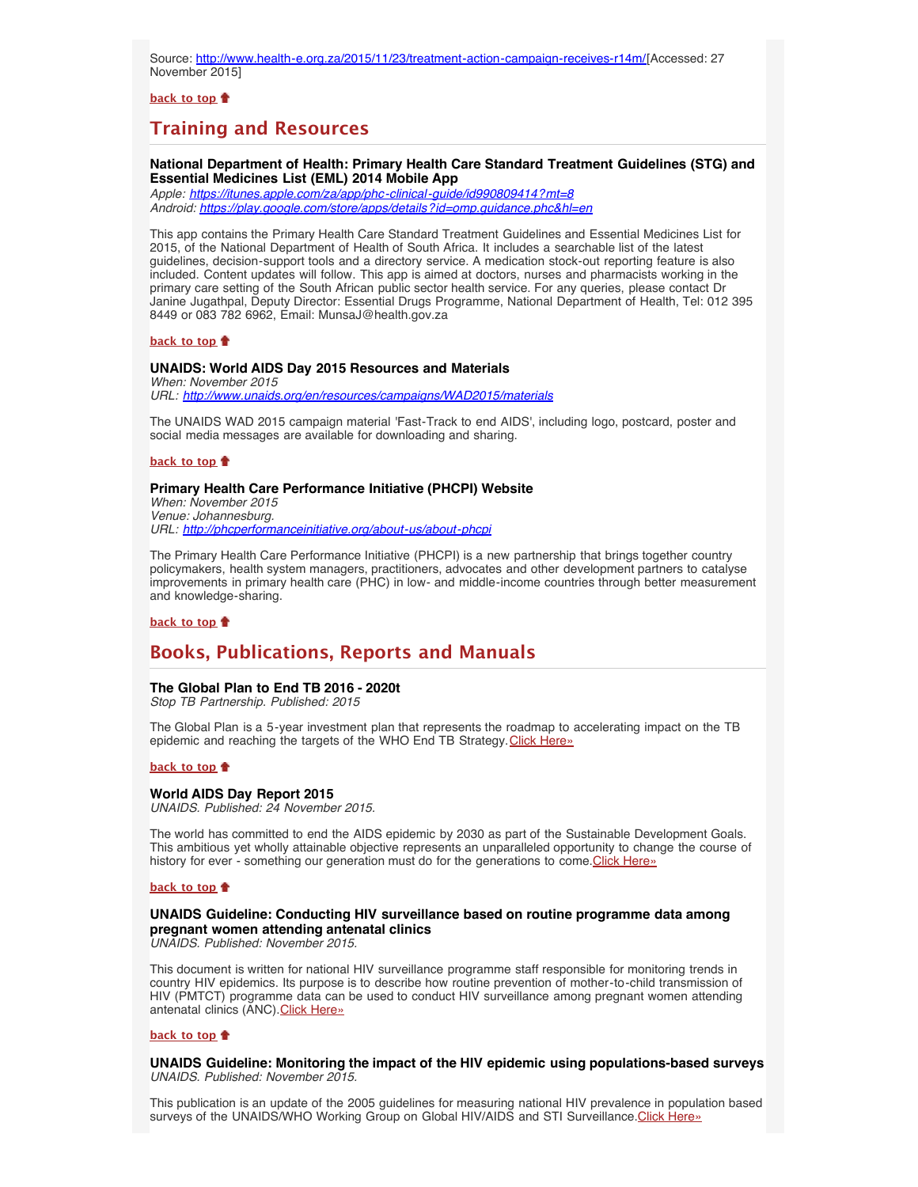Source: http://www.health-e.org.za/2015/11/23/treatment-action-campaign-receives-r14m/[Accessed: 27 November 2015]

**back to top**

## Training and Resources

### National Department of Health: Primary Health Care Standard Treatment Guidelines (STG) and Essential Medicines List (EML) 2014 Mobile App

*Apple: https://itunes.apple.com/za/app/phc-clinical-guide/id990809414?mt=8*
*Android: https://play.google.com/store/apps/details?id=omp.guidance.phc&hl=en*

This app contains the Primary Health Care Standard Treatment Guidelines and Essential Medicines List for 2015, of the National Department of Health of South Africa. It includes a searchable list of the latest guidelines, decision-support tools and a directory service. A medication stock-out reporting feature is also included. Content updates will follow. This app is aimed at doctors, nurses and pharmacists working in the primary care setting of the South African public sector health service. For any queries, please contact Dr Janine Jugathpal, Deputy Director: Essential Drugs Programme, National Department of Health, Tel: 012 395 8449 or 083 782 6962, Email: MunsaJ@health.gov.za

**back to top**

### UNAIDS: World AIDS Day 2015 Resources and Materials

*When: November 2015*
*URL: http://www.unaids.org/en/resources/campaigns/WAD2015/materials*

The UNAIDS WAD 2015 campaign material 'Fast-Track to end AIDS', including logo, postcard, poster and social media messages are available for downloading and sharing.

**back to top**

### Primary Health Care Performance Initiative (PHCPI) Website

*When: November 2015*
*Venue: Johannesburg.*
*URL: http://phcperformanceinitiative.org/about-us/about-phcpi*

The Primary Health Care Performance Initiative (PHCPI) is a new partnership that brings together country policymakers, health system managers, practitioners, advocates and other development partners to catalyse improvements in primary health care (PHC) in low- and middle-income countries through better measurement and knowledge-sharing.

**back to top**

## Books, Publications, Reports and Manuals

### The Global Plan to End TB 2016 - 2020t

*Stop TB Partnership. Published: 2015*

The Global Plan is a 5-year investment plan that represents the roadmap to accelerating impact on the TB epidemic and reaching the targets of the WHO End TB Strategy.Click Here»

**back to top**

### World AIDS Day Report 2015

*UNAIDS. Published: 24 November 2015.*

The world has committed to end the AIDS epidemic by 2030 as part of the Sustainable Development Goals. This ambitious yet wholly attainable objective represents an unparalleled opportunity to change the course of history for ever - something our generation must do for the generations to come.Click Here»

**back to top**

### UNAIDS Guideline: Conducting HIV surveillance based on routine programme data among pregnant women attending antenatal clinics

*UNAIDS. Published: November 2015.*

This document is written for national HIV surveillance programme staff responsible for monitoring trends in country HIV epidemics. Its purpose is to describe how routine prevention of mother-to-child transmission of HIV (PMTCT) programme data can be used to conduct HIV surveillance among pregnant women attending antenatal clinics (ANC).Click Here»

**back to top**

### UNAIDS Guideline: Monitoring the impact of the HIV epidemic using populations-based surveys

*UNAIDS. Published: November 2015.*

This publication is an update of the 2005 guidelines for measuring national HIV prevalence in population based surveys of the UNAIDS/WHO Working Group on Global HIV/AIDS and STI Surveillance.Click Here»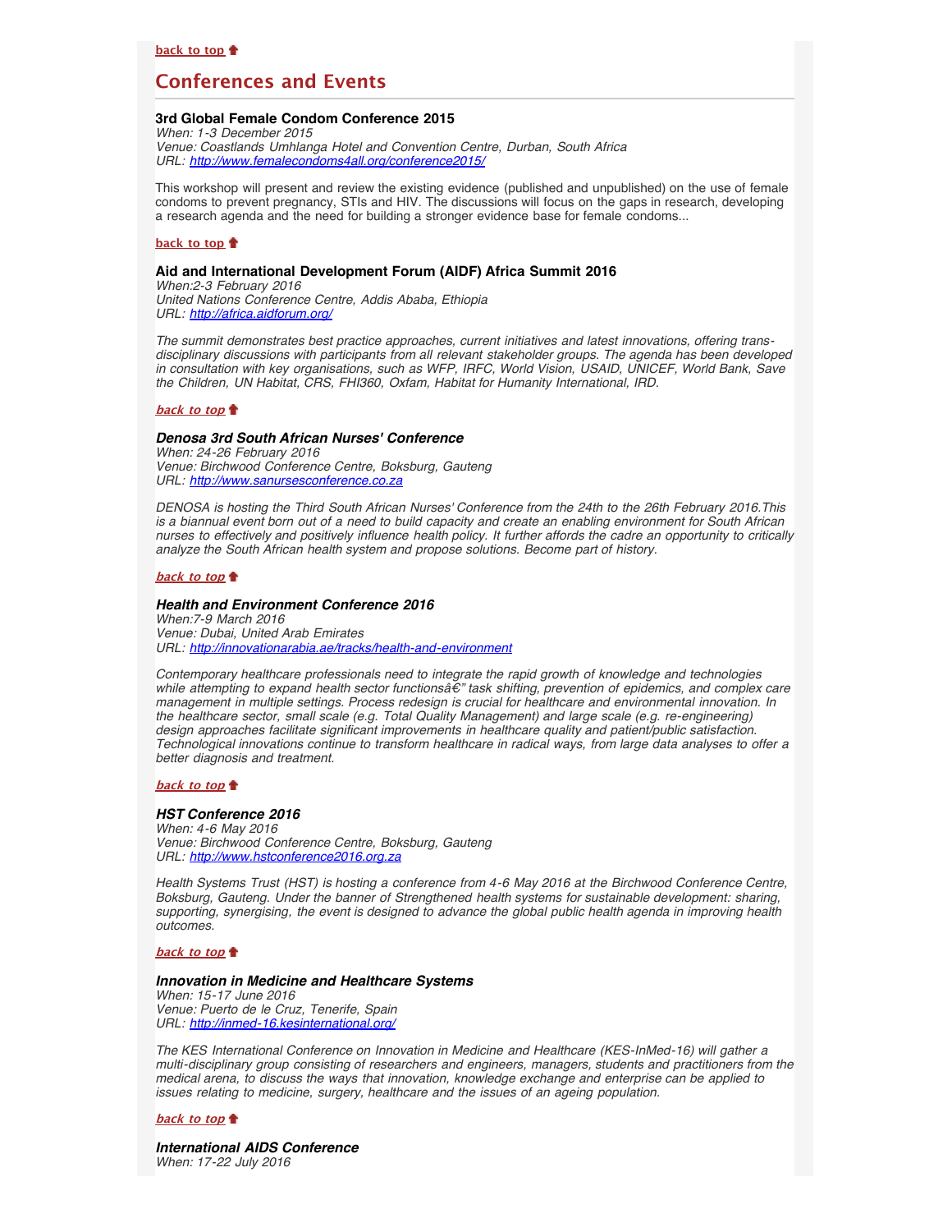[back to top](#)

## Conferences and Events

**3rd Global Female Condom Conference 2015**
*When: 1-3 December 2015*
*Venue: Coastlands Umhlanga Hotel and Convention Centre, Durban, South Africa*
*URL: [http://www.femalecondoms4all.org/conference2015/](http://www.femalecondoms4all.org/conference2015/)*

This workshop will present and review the existing evidence (published and unpublished) on the use of female condoms to prevent pregnancy, STIs and HIV. The discussions will focus on the gaps in research, developing a research agenda and the need for building a stronger evidence base for female condoms...

[back to top](#)

**Aid and International Development Forum (AIDF) Africa Summit 2016**
*When:2-3 February 2016*
*United Nations Conference Centre, Addis Ababa, Ethiopia*
*URL: [http://africa.aidforum.org/](http://africa.aidforum.org/)*

*The summit demonstrates best practice approaches, current initiatives and latest innovations, offering trans-disciplinary discussions with participants from all relevant stakeholder groups. The agenda has been developed in consultation with key organisations, such as WFP, IRFC, World Vision, USAID, UNICEF, World Bank, Save the Children, UN Habitat, CRS, FHI360, Oxfam, Habitat for Humanity International, IRD.*

[back to top](#)

***Denosa 3rd South African Nurses' Conference***
*When: 24-26 February 2016*
*Venue: Birchwood Conference Centre, Boksburg, Gauteng*
*URL: [http://www.sanursesconference.co.za](http://www.sanursesconference.co.za)*

*DENOSA is hosting the Third South African Nurses' Conference from the 24th to the 26th February 2016.This is a biannual event born out of a need to build capacity and create an enabling environment for South African nurses to effectively and positively influence health policy. It further affords the cadre an opportunity to critically analyze the South African health system and propose solutions. Become part of history.*

[back to top](#)

***Health and Environment Conference 2016***
*When:7-9 March 2016*
*Venue: Dubai, United Arab Emirates*
*URL: [http://innovationarabia.ae/tracks/health-and-environment](http://innovationarabia.ae/tracks/health-and-environment)*

*Contemporary healthcare professionals need to integrate the rapid growth of knowledge and technologies while attempting to expand health sector functionsâ€" task shifting, prevention of epidemics, and complex care management in multiple settings. Process redesign is crucial for healthcare and environmental innovation. In the healthcare sector, small scale (e.g. Total Quality Management) and large scale (e.g. re-engineering) design approaches facilitate significant improvements in healthcare quality and patient/public satisfaction. Technological innovations continue to transform healthcare in radical ways, from large data analyses to offer a better diagnosis and treatment.*

[back to top](#)

***HST Conference 2016***
*When: 4-6 May 2016*
*Venue: Birchwood Conference Centre, Boksburg, Gauteng*
*URL: [http://www.hstconference2016.org.za](http://www.hstconference2016.org.za)*

*Health Systems Trust (HST) is hosting a conference from 4-6 May 2016 at the Birchwood Conference Centre, Boksburg, Gauteng. Under the banner of Strengthened health systems for sustainable development: sharing, supporting, synergising, the event is designed to advance the global public health agenda in improving health outcomes.*

[back to top](#)

***Innovation in Medicine and Healthcare Systems***
*When: 15-17 June 2016*
*Venue: Puerto de le Cruz, Tenerife, Spain*
*URL: [http://inmed-16.kesinternational.org/](http://inmed-16.kesinternational.org/)*

*The KES International Conference on Innovation in Medicine and Healthcare (KES-InMed-16) will gather a multi-disciplinary group consisting of researchers and engineers, managers, students and practitioners from the medical arena, to discuss the ways that innovation, knowledge exchange and enterprise can be applied to issues relating to medicine, surgery, healthcare and the issues of an ageing population.*

[back to top](#)

***International AIDS Conference***
*When: 17-22 July 2016*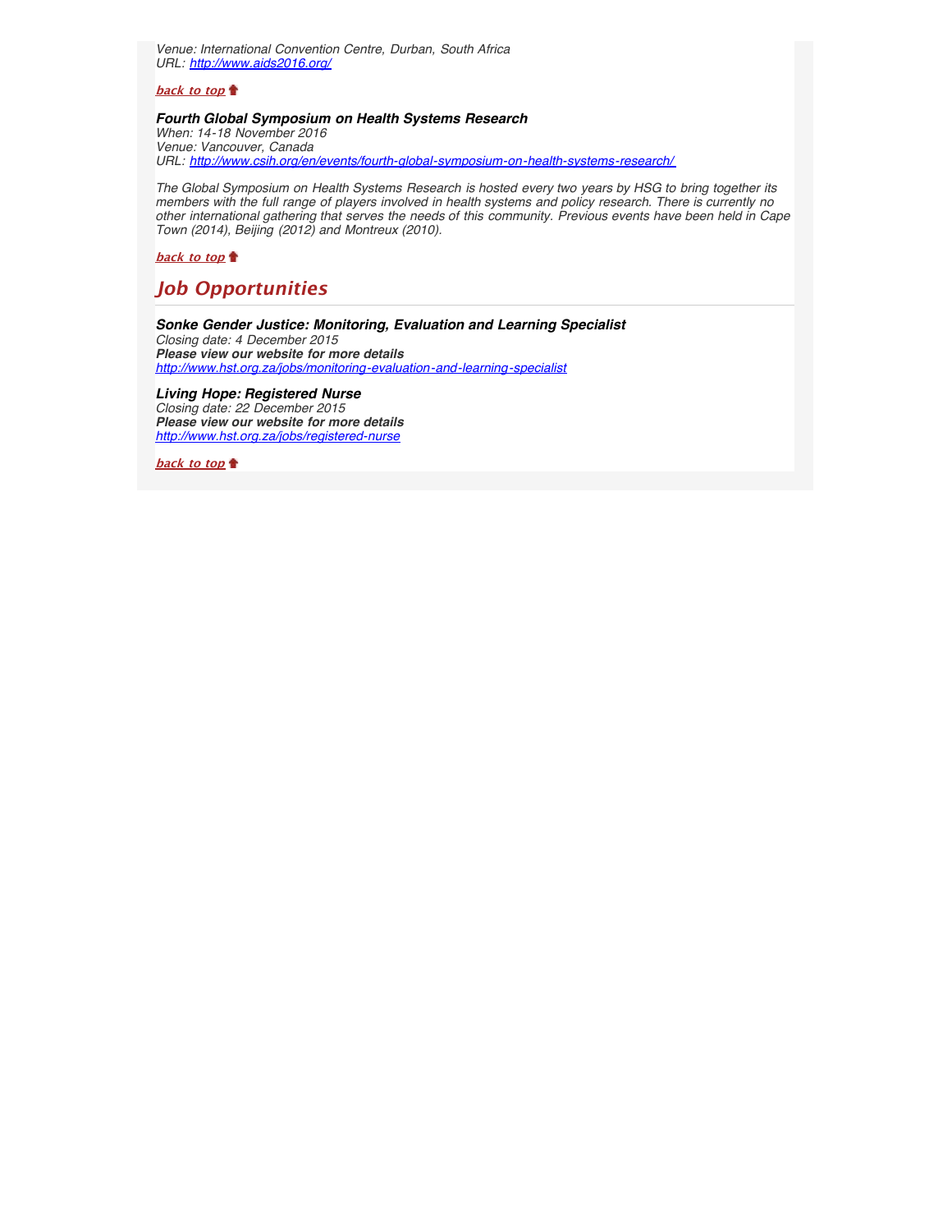*Venue: International Convention Centre, Durban, South Africa*
*URL: [http://www.aids2016.org/](http://www.aids2016.org/)*

***[back to top](#)***

***Fourth Global Symposium on Health Systems Research***
*When: 14-18 November 2016*
*Venue: Vancouver, Canada*
*URL: [http://www.csih.org/en/events/fourth-global-symposium-on-health-systems-research/](http://www.csih.org/en/events/fourth-global-symposium-on-health-systems-research/)*

*The Global Symposium on Health Systems Research is hosted every two years by HSG to bring together its members with the full range of players involved in health systems and policy research. There is currently no other international gathering that serves the needs of this community. Previous events have been held in Cape Town (2014), Beijing (2012) and Montreux (2010).*

***[back to top](#)***

## *Job Opportunities*

***Sonke Gender Justice: Monitoring, Evaluation and Learning Specialist***
*Closing date: 4 December 2015*
***Please view our website for more details***
*[http://www.hst.org.za/jobs/monitoring-evaluation-and-learning-specialist](http://www.hst.org.za/jobs/monitoring-evaluation-and-learning-specialist)*

***Living Hope: Registered Nurse***
*Closing date: 22 December 2015*
***Please view our website for more details***
*[http://www.hst.org.za/jobs/registered-nurse](http://www.hst.org.za/jobs/registered-nurse)*

***[back to top](#)***